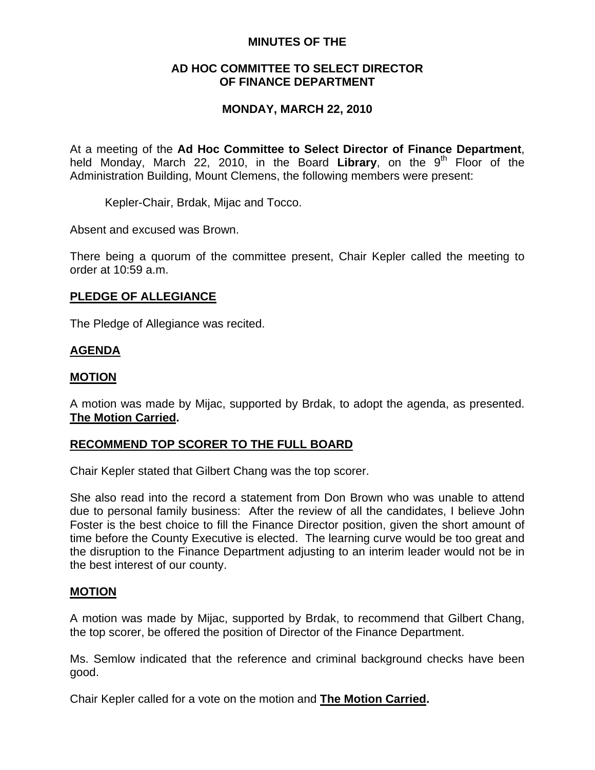# MINUTES OF THE

## AD HOC COMMITTEE TO SELECT DIRECTOR OF FINANCE DEPARTMENT

## MONDAY, MARCH 22, 2010

At a meeting of the **Ad Hoc Committee to Select Director of Finance Department**, held Monday, March 22, 2010, in the Board **Library**, on the 9th Floor of the Administration Building, Mount Clemens, the following members were present:

Kepler-Chair, Brdak, Mijac and Tocco.

Absent and excused was Brown.

There being a quorum of the committee present, Chair Kepler called the meeting to order at 10:59 a.m.

### PLEDGE OF ALLEGIANCE

The Pledge of Allegiance was recited.

### AGENDA

### MOTION

A motion was made by Mijac, supported by Brdak, to adopt the agenda, as presented. **The Motion Carried.**

### RECOMMEND TOP SCORER TO THE FULL BOARD

Chair Kepler stated that Gilbert Chang was the top scorer.

She also read into the record a statement from Don Brown who was unable to attend due to personal family business: After the review of all the candidates, I believe John Foster is the best choice to fill the Finance Director position, given the short amount of time before the County Executive is elected. The learning curve would be too great and the disruption to the Finance Department adjusting to an interim leader would not be in the best interest of our county.

### MOTION

A motion was made by Mijac, supported by Brdak, to recommend that Gilbert Chang, the top scorer, be offered the position of Director of the Finance Department.

Ms. Semlow indicated that the reference and criminal background checks have been good.

Chair Kepler called for a vote on the motion and **The Motion Carried.**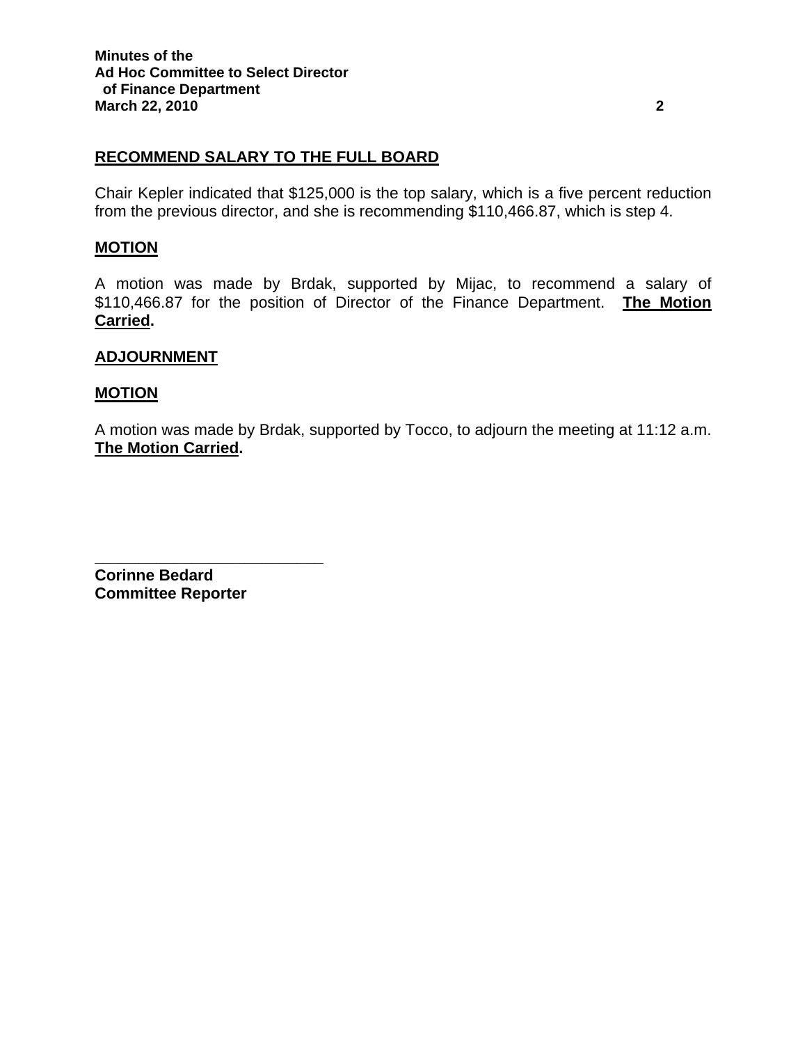## RECOMMEND SALARY TO THE FULL BOARD

Chair Kepler indicated that $125,000 is the top salary, which is a five percent reduction from the previous director, and she is recommending $110,466.87, which is step 4.

## MOTION

A motion was made by Brdak, supported by Mijac, to recommend a salary of $110,466.87 for the position of Director of the Finance Department. **The Motion Carried.**

## ADJOURNMENT

## MOTION

A motion was made by Brdak, supported by Tocco, to adjourn the meeting at 11:12 a.m. **The Motion Carried.**

\_\_\_\_\_\_\_\_\_\_\_\_\_\_\_\_\_\_\_\_\_\_\_\_\_\_

**Corinne Bedard**
**Committee Reporter**